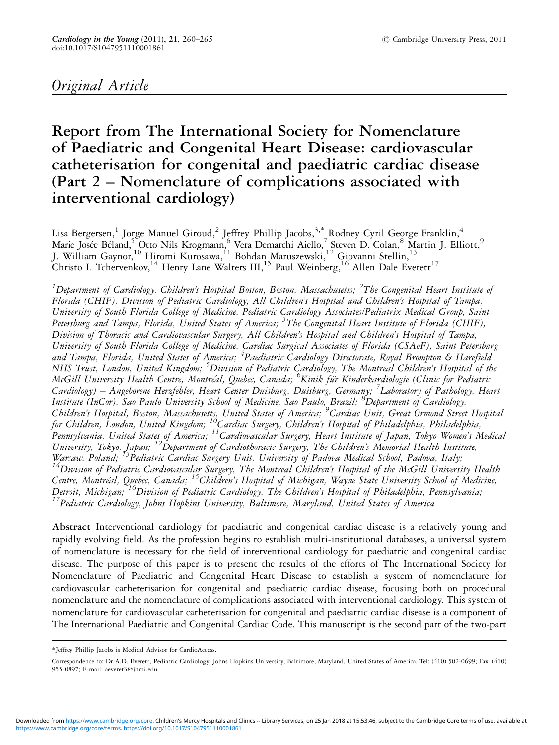## Original Article

# Report from The International Society for Nomenclature of Paediatric and Congenital Heart Disease: cardiovascular catheterisation for congenital and paediatric cardiac disease (Part 2 – Nomenclature of complications associated with interventional cardiology)

Lisa Bergersen,[1] Jorge Manuel Giroud,[2] Jeffrey Phillip Jacobs,[3,*] Rodney Cyril George Franklin,[4] Marie Josée Béland,[5] Otto Nils Krogmann,[6] Vera Demarchi Aiello,[7] Steven D. Colan,[8] Martin J. Elliott,[9] J. William Gaynor,[10] Hiromi Kurosawa,[11] Bohdan Maruszewski,[12] Giovanni Stellin,[13] Christo I. Tchervenkov,[14] Henry Lane Walters III,[15] Paul Weinberg,[16] Allen Dale Everett[17]

*[1]Department of Cardiology, Children's Hospital Boston, Boston, Massachusetts; [2]The Congenital Heart Institute of Florida (CHIF), Division of Pediatric Cardiology, All Children's Hospital and Children's Hospital of Tampa, University of South Florida College of Medicine, Pediatric Cardiology Associates/Pediatrix Medical Group, Saint Petersburg and Tampa, Florida, United States of America; [3]The Congenital Heart Institute of Florida (CHIF), Division of Thoracic and Cardiovascular Surgery, All Children's Hospital and Children's Hospital of Tampa, University of South Florida College of Medicine, Cardiac Surgical Associates of Florida (CSAoF), Saint Petersburg and Tampa, Florida, United States of America; [4]Paediatric Cardiology Directorate, Royal Brompton & Harefield NHS Trust, London, United Kingdom; [5]Division of Pediatric Cardiology, The Montreal Children's Hospital of the McGill University Health Centre, Montréal, Quebec, Canada; [6]Kinik für Kinderkardiologie (Clinic for Pediatric Cardiology) – Angeborene Herzfehler, Heart Center Duisburg, Duisburg, Germany; [7]Laboratory of Pathology, Heart Institute (InCor), Sao Paulo University School of Medicine, Sao Paulo, Brazil; [8]Department of Cardiology, Children's Hospital, Boston, Massachusetts, United States of America; [9]Cardiac Unit, Great Ormond Street Hospital for Children, London, United Kingdom; [10]Cardiac Surgery, Children's Hospital of Philadelphia, Philadelphia, Pennsylvania, United States of America; [11]Cardiovascular Surgery, Heart Institute of Japan, Tokyo Women's Medical University, Tokyo, Japan; [12]Department of Cardiothoracic Surgery, The Children's Memorial Health Institute, Warsaw, Poland; [13]Pediatric Cardiac Surgery Unit, University of Padova Medical School, Padova, Italy; [14]Division of Pediatric Cardiovascular Surgery, The Montreal Children's Hospital of the McGill University Health Centre, Montréal, Quebec, Canada; [15]Children's Hospital of Michigan, Wayne State University School of Medicine, Detroit, Michigan; [16]Division of Pediatric Cardiology, The Children's Hospital of Philadelphia, Pennsylvania; [17]Pediatric Cardiology, Johns Hopkins University, Baltimore, Maryland, United States of America*

**Abstract** Interventional cardiology for paediatric and congenital cardiac disease is a relatively young and rapidly evolving field. As the profession begins to establish multi-institutional databases, a universal system of nomenclature is necessary for the field of interventional cardiology for paediatric and congenital cardiac disease. The purpose of this paper is to present the results of the efforts of The International Society for Nomenclature of Paediatric and Congenital Heart Disease to establish a system of nomenclature for cardiovascular catheterisation for congenital and paediatric cardiac disease, focusing both on procedural nomenclature and the nomenclature of complications associated with interventional cardiology. This system of nomenclature for cardiovascular catheterisation for congenital and paediatric cardiac disease is a component of The International Paediatric and Congenital Cardiac Code. This manuscript is the second part of the two-part

*Jeffrey Phillip Jacobs is Medical Advisor for CardioAccess.

Correspondence to: Dr A.D. Everett, Pediatric Cardiology, Johns Hopkins University, Baltimore, Maryland, United States of America. Tel: (410) 502-0699; Fax: (410) 955-0897; E-mail: aeveret3@jhmi.edu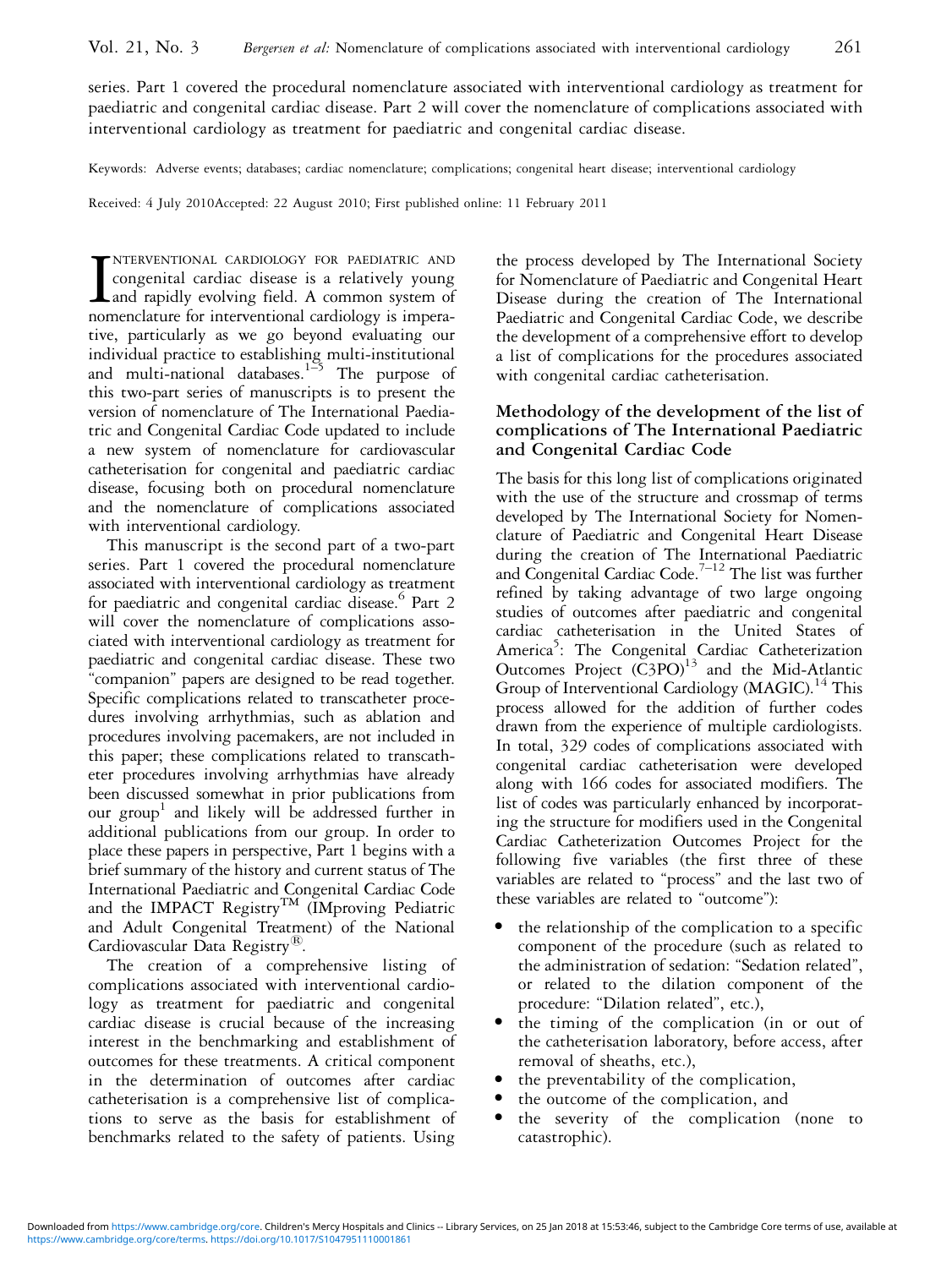series. Part 1 covered the procedural nomenclature associated with interventional cardiology as treatment for paediatric and congenital cardiac disease. Part 2 will cover the nomenclature of complications associated with interventional cardiology as treatment for paediatric and congenital cardiac disease.

Keywords: Adverse events; databases; cardiac nomenclature; complications; congenital heart disease; interventional cardiology

Received: 4 July 2010Accepted: 22 August 2010; First published online: 11 February 2011

INTERVENTIONAL CARDIOLOGY FOR PAEDIATRIC AND congenital cardiac disease is a relatively young and rapidly evolving field. A common system of nomenclature for interventional cardiology is imperative, particularly as we go beyond evaluating our individual practice to establishing multi-institutional and multi-national databases.[1–5] The purpose of this two-part series of manuscripts is to present the version of nomenclature of The International Paediatric and Congenital Cardiac Code updated to include a new system of nomenclature for cardiovascular catheterisation for congenital and paediatric cardiac disease, focusing both on procedural nomenclature and the nomenclature of complications associated with interventional cardiology.

This manuscript is the second part of a two-part series. Part 1 covered the procedural nomenclature associated with interventional cardiology as treatment for paediatric and congenital cardiac disease.[6] Part 2 will cover the nomenclature of complications associated with interventional cardiology as treatment for paediatric and congenital cardiac disease. These two "companion" papers are designed to be read together. Specific complications related to transcatheter procedures involving arrhythmias, such as ablation and procedures involving pacemakers, are not included in this paper; these complications related to transcatheter procedures involving arrhythmias have already been discussed somewhat in prior publications from our group[1] and likely will be addressed further in additional publications from our group. In order to place these papers in perspective, Part 1 begins with a brief summary of the history and current status of The International Paediatric and Congenital Cardiac Code and the IMPACT Registry™ (IMproving Pediatric and Adult Congenital Treatment) of the National Cardiovascular Data Registry®.

The creation of a comprehensive listing of complications associated with interventional cardiology as treatment for paediatric and congenital cardiac disease is crucial because of the increasing interest in the benchmarking and establishment of outcomes for these treatments. A critical component in the determination of outcomes after cardiac catheterisation is a comprehensive list of complications to serve as the basis for establishment of benchmarks related to the safety of patients. Using the process developed by The International Society for Nomenclature of Paediatric and Congenital Heart Disease during the creation of The International Paediatric and Congenital Cardiac Code, we describe the development of a comprehensive effort to develop a list of complications for the procedures associated with congenital cardiac catheterisation.

## Methodology of the development of the list of complications of The International Paediatric and Congenital Cardiac Code

The basis for this long list of complications originated with the use of the structure and crossmap of terms developed by The International Society for Nomenclature of Paediatric and Congenital Heart Disease during the creation of The International Paediatric and Congenital Cardiac Code.[7–12] The list was further refined by taking advantage of two large ongoing studies of outcomes after paediatric and congenital cardiac catheterisation in the United States of America[5]: The Congenital Cardiac Catheterization Outcomes Project (C3PO)[13] and the Mid-Atlantic Group of Interventional Cardiology (MAGIC).[14] This process allowed for the addition of further codes drawn from the experience of multiple cardiologists. In total, 329 codes of complications associated with congenital cardiac catheterisation were developed along with 166 codes for associated modifiers. The list of codes was particularly enhanced by incorporating the structure for modifiers used in the Congenital Cardiac Catheterization Outcomes Project for the following five variables (the first three of these variables are related to "process" and the last two of these variables are related to "outcome"):

- the relationship of the complication to a specific component of the procedure (such as related to the administration of sedation: "Sedation related", or related to the dilation component of the procedure: "Dilation related", etc.),
- the timing of the complication (in or out of the catheterisation laboratory, before access, after removal of sheaths, etc.),
- the preventability of the complication,
- the outcome of the complication, and
- the severity of the complication (none to catastrophic).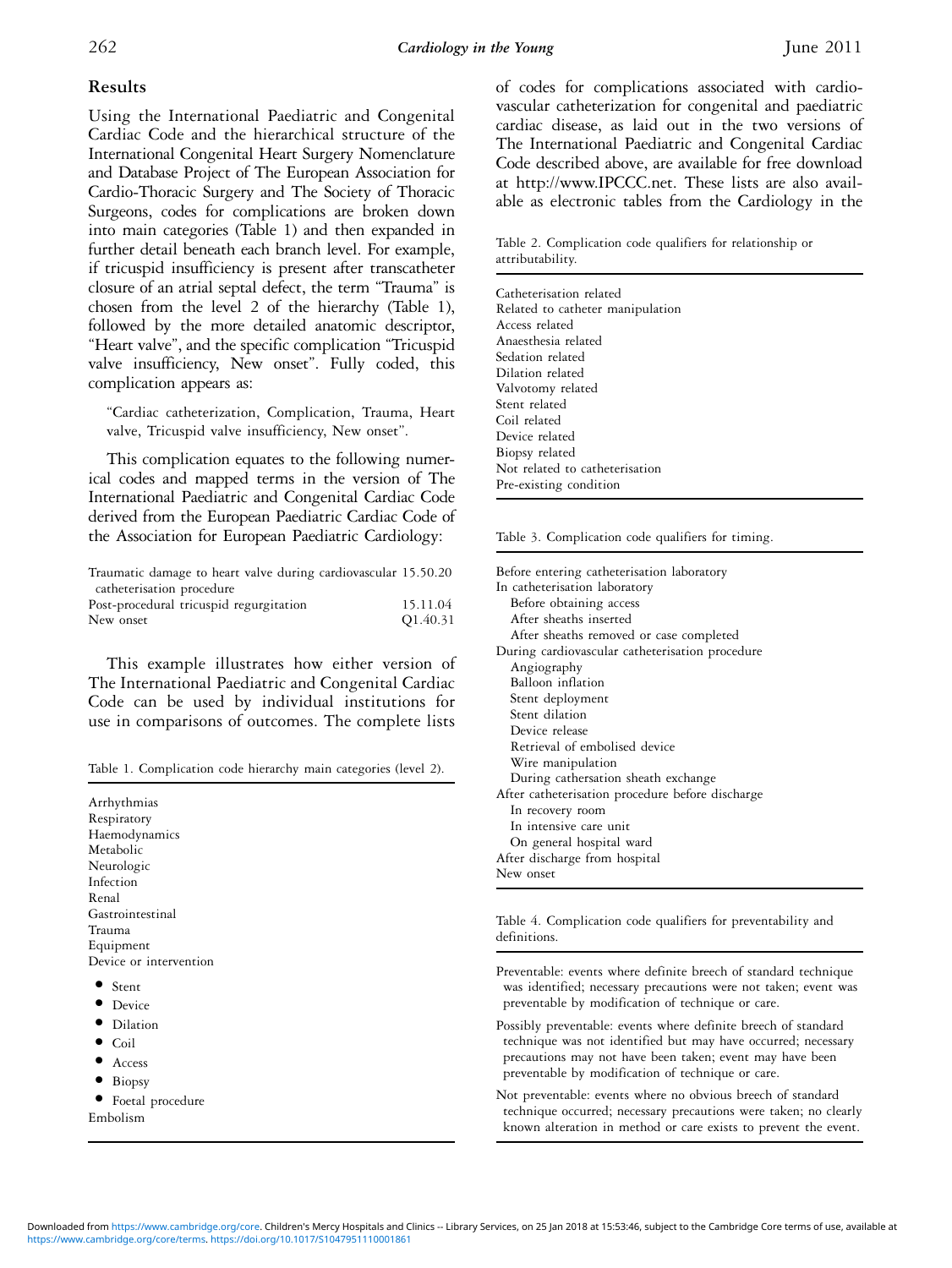## Results

Using the International Paediatric and Congenital Cardiac Code and the hierarchical structure of the International Congenital Heart Surgery Nomenclature and Database Project of The European Association for Cardio-Thoracic Surgery and The Society of Thoracic Surgeons, codes for complications are broken down into main categories (Table 1) and then expanded in further detail beneath each branch level. For example, if tricuspid insufficiency is present after transcatheter closure of an atrial septal defect, the term "Trauma" is chosen from the level 2 of the hierarchy (Table 1), followed by the more detailed anatomic descriptor, "Heart valve", and the specific complication "Tricuspid valve insufficiency, New onset". Fully coded, this complication appears as:

> "Cardiac catheterization, Complication, Trauma, Heart valve, Tricuspid valve insufficiency, New onset".

This complication equates to the following numerical codes and mapped terms in the version of The International Paediatric and Congenital Cardiac Code derived from the European Paediatric Cardiac Code of the Association for European Paediatric Cardiology:

| | |
|---|---|
| Traumatic damage to heart valve during cardiovascular catheterisation procedure | 15.50.20 |
| Post-procedural tricuspid regurgitation | 15.11.04 |
| New onset | Q1.40.31 |

This example illustrates how either version of The International Paediatric and Congenital Cardiac Code can be used by individual institutions for use in comparisons of outcomes. The complete lists of codes for complications associated with cardiovascular catheterization for congenital and paediatric cardiac disease, as laid out in the two versions of The International Paediatric and Congenital Cardiac Code described above, are available for free download at http://www.IPCCC.net. These lists are also available as electronic tables from the Cardiology in the

Table 1. Complication code hierarchy main categories (level 2).

- Arrhythmias
- Respiratory
- Haemodynamics
- Metabolic
- Neurologic
- Infection
- Renal
- Gastrointestinal
- Trauma
- Equipment
- Device or intervention
  - Stent
  - Device
  - Dilation
  - Coil
  - Access
  - Biopsy
  - Foetal procedure
- Embolism

Table 2. Complication code qualifiers for relationship or attributability.

- Catheterisation related
- Related to catheter manipulation
- Access related
- Anaesthesia related
- Sedation related
- Dilation related
- Valvotomy related
- Stent related
- Coil related
- Device related
- Biopsy related
- Not related to catheterisation
- Pre-existing condition

Table 3. Complication code qualifiers for timing.

- Before entering catheterisation laboratory
- In catheterisation laboratory
  - Before obtaining access
  - After sheaths inserted
  - After sheaths removed or case completed
- During cardiovascular catheterisation procedure
  - Angiography
  - Balloon inflation
  - Stent deployment
  - Stent dilation
  - Device release
  - Retrieval of embolised device
  - Wire manipulation
  - During cathersation sheath exchange
- After catheterisation procedure before discharge
  - In recovery room
  - In intensive care unit
  - On general hospital ward
- After discharge from hospital
- New onset

Table 4. Complication code qualifiers for preventability and definitions.

Preventable: events where definite breech of standard technique was identified; necessary precautions were not taken; event was preventable by modification of technique or care.

Possibly preventable: events where definite breech of standard technique was not identified but may have occurred; necessary precautions may not have been taken; event may have been preventable by modification of technique or care.

Not preventable: events where no obvious breech of standard technique occurred; necessary precautions were taken; no clearly known alteration in method or care exists to prevent the event.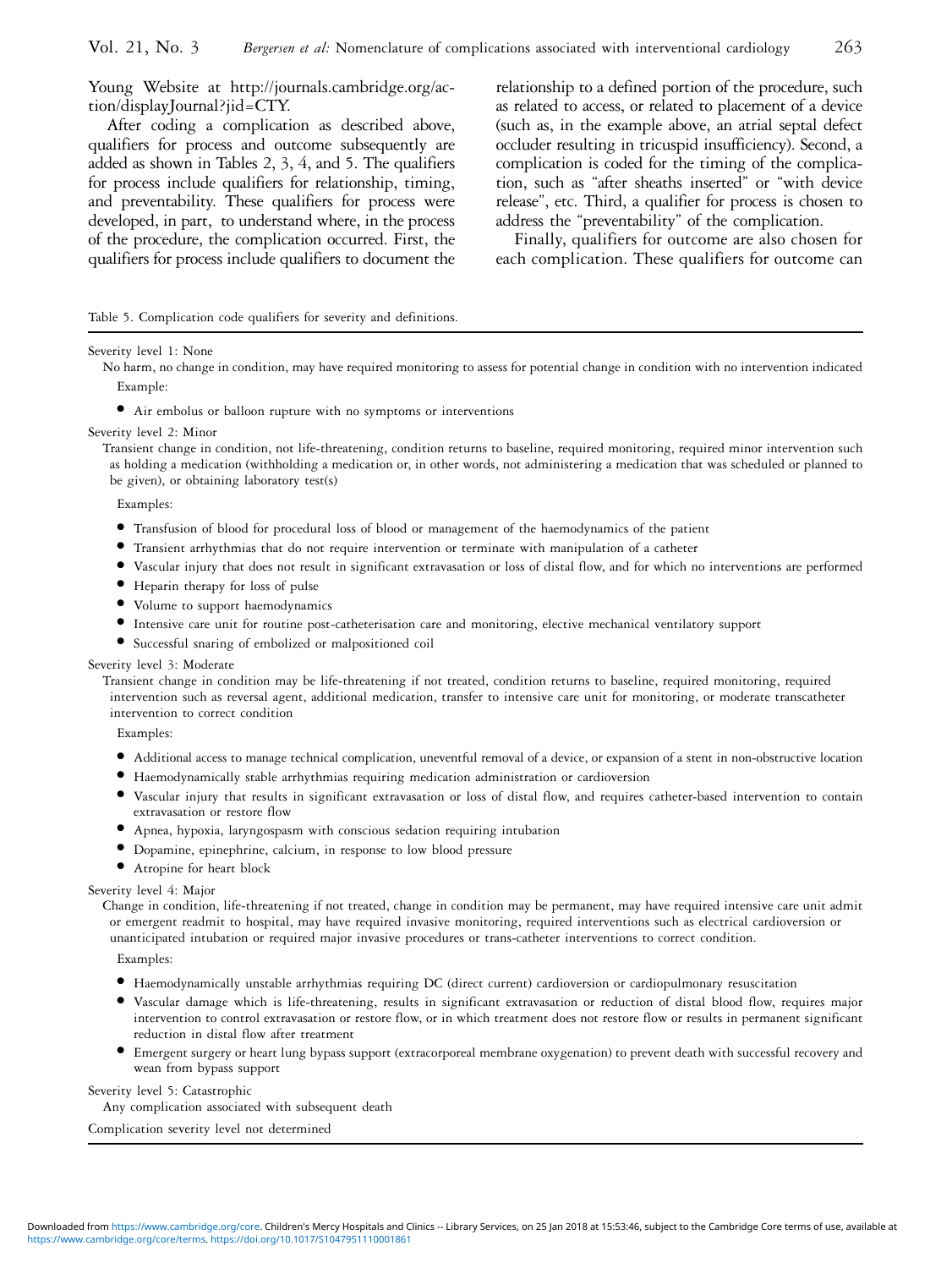Young Website at http://journals.cambridge.org/action/displayJournal?jid=CTY.

After coding a complication as described above, qualifiers for process and outcome subsequently are added as shown in Tables 2, 3, 4, and 5. The qualifiers for process include qualifiers for relationship, timing, and preventability. These qualifiers for process were developed, in part, to understand where, in the process of the procedure, the complication occurred. First, the qualifiers for process include qualifiers to document the relationship to a defined portion of the procedure, such as related to access, or related to placement of a device (such as, in the example above, an atrial septal defect occluder resulting in tricuspid insufficiency). Second, a complication is coded for the timing of the complication, such as "after sheaths inserted" or "with device release", etc. Third, a qualifier for process is chosen to address the "preventability" of the complication.

Finally, qualifiers for outcome are also chosen for each complication. These qualifiers for outcome can

Table 5. Complication code qualifiers for severity and definitions.

Severity level 1: None

No harm, no change in condition, may have required monitoring to assess for potential change in condition with no intervention indicated

Example:

- Air embolus or balloon rupture with no symptoms or interventions

Severity level 2: Minor

Transient change in condition, not life-threatening, condition returns to baseline, required monitoring, required minor intervention such as holding a medication (withholding a medication or, in other words, not administering a medication that was scheduled or planned to be given), or obtaining laboratory test(s)

Examples:

- Transfusion of blood for procedural loss of blood or management of the haemodynamics of the patient
- Transient arrhythmias that do not require intervention or terminate with manipulation of a catheter
- Vascular injury that does not result in significant extravasation or loss of distal flow, and for which no interventions are performed
- Heparin therapy for loss of pulse
- Volume to support haemodynamics
- Intensive care unit for routine post-catheterisation care and monitoring, elective mechanical ventilatory support
- Successful snaring of embolized or malpositioned coil

Severity level 3: Moderate

Transient change in condition may be life-threatening if not treated, condition returns to baseline, required monitoring, required intervention such as reversal agent, additional medication, transfer to intensive care unit for monitoring, or moderate transcatheter intervention to correct condition

Examples:

- Additional access to manage technical complication, uneventful removal of a device, or expansion of a stent in non-obstructive location
- Haemodynamically stable arrhythmias requiring medication administration or cardioversion
- Vascular injury that results in significant extravasation or loss of distal flow, and requires catheter-based intervention to contain extravasation or restore flow
- Apnea, hypoxia, laryngospasm with conscious sedation requiring intubation
- Dopamine, epinephrine, calcium, in response to low blood pressure
- Atropine for heart block

Severity level 4: Major

Change in condition, life-threatening if not treated, change in condition may be permanent, may have required intensive care unit admit or emergent readmit to hospital, may have required invasive monitoring, required interventions such as electrical cardioversion or unanticipated intubation or required major invasive procedures or trans-catheter interventions to correct condition.

Examples:

- Haemodynamically unstable arrhythmias requiring DC (direct current) cardioversion or cardiopulmonary resuscitation
- Vascular damage which is life-threatening, results in significant extravasation or reduction of distal blood flow, requires major intervention to control extravasation or restore flow, or in which treatment does not restore flow or results in permanent significant reduction in distal flow after treatment
- Emergent surgery or heart lung bypass support (extracorporeal membrane oxygenation) to prevent death with successful recovery and wean from bypass support

Severity level 5: Catastrophic

Any complication associated with subsequent death

Complication severity level not determined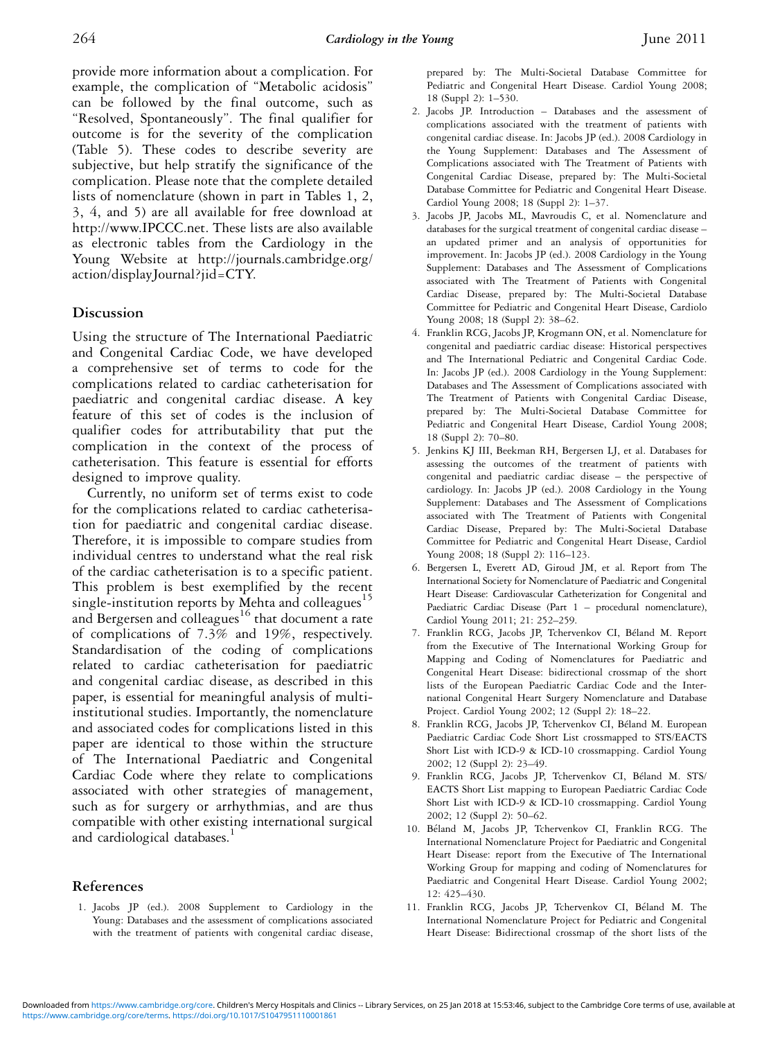provide more information about a complication. For example, the complication of "Metabolic acidosis" can be followed by the final outcome, such as "Resolved, Spontaneously". The final qualifier for outcome is for the severity of the complication (Table 5). These codes to describe severity are subjective, but help stratify the significance of the complication. Please note that the complete detailed lists of nomenclature (shown in part in Tables 1, 2, 3, 4, and 5) are all available for free download at http://www.IPCCC.net. These lists are also available as electronic tables from the Cardiology in the Young Website at http://journals.cambridge.org/action/displayJournal?jid=CTY.

## Discussion

Using the structure of The International Paediatric and Congenital Cardiac Code, we have developed a comprehensive set of terms to code for the complications related to cardiac catheterisation for paediatric and congenital cardiac disease. A key feature of this set of codes is the inclusion of qualifier codes for attributability that put the complication in the context of the process of catheterisation. This feature is essential for efforts designed to improve quality.

Currently, no uniform set of terms exist to code for the complications related to cardiac catheterisation for paediatric and congenital cardiac disease. Therefore, it is impossible to compare studies from individual centres to understand what the real risk of the cardiac catheterisation is to a specific patient. This problem is best exemplified by the recent single-institution reports by Mehta and colleagues[15] and Bergersen and colleagues[16] that document a rate of complications of 7.3% and 19%, respectively. Standardisation of the coding of complications related to cardiac catheterisation for paediatric and congenital cardiac disease, as described in this paper, is essential for meaningful analysis of multi-institutional studies. Importantly, the nomenclature and associated codes for complications listed in this paper are identical to those within the structure of The International Paediatric and Congenital Cardiac Code where they relate to complications associated with other strategies of management, such as for surgery or arrhythmias, and are thus compatible with other existing international surgical and cardiological databases.[1]

## References

1. Jacobs JP (ed.). 2008 Supplement to Cardiology in the Young: Databases and the assessment of complications associated with the treatment of patients with congenital cardiac disease, prepared by: The Multi-Societal Database Committee for Pediatric and Congenital Heart Disease. Cardiol Young 2008; 18 (Suppl 2): 1–530.
2. Jacobs JP. Introduction – Databases and the assessment of complications associated with the treatment of patients with congenital cardiac disease. In: Jacobs JP (ed.). 2008 Cardiology in the Young Supplement: Databases and The Assessment of Complications associated with The Treatment of Patients with Congenital Cardiac Disease, prepared by: The Multi-Societal Database Committee for Pediatric and Congenital Heart Disease. Cardiol Young 2008; 18 (Suppl 2): 1–37.
3. Jacobs JP, Jacobs ML, Mavroudis C, et al. Nomenclature and databases for the surgical treatment of congenital cardiac disease – an updated primer and an analysis of opportunities for improvement. In: Jacobs JP (ed.). 2008 Cardiology in the Young Supplement: Databases and The Assessment of Complications associated with The Treatment of Patients with Congenital Cardiac Disease, prepared by: The Multi-Societal Database Committee for Pediatric and Congenital Heart Disease, Cardiolo Young 2008; 18 (Suppl 2): 38–62.
4. Franklin RCG, Jacobs JP, Krogmann ON, et al. Nomenclature for congenital and paediatric cardiac disease: Historical perspectives and The International Pediatric and Congenital Cardiac Code. In: Jacobs JP (ed.). 2008 Cardiology in the Young Supplement: Databases and The Assessment of Complications associated with The Treatment of Patients with Congenital Cardiac Disease, prepared by: The Multi-Societal Database Committee for Pediatric and Congenital Heart Disease, Cardiol Young 2008; 18 (Suppl 2): 70–80.
5. Jenkins KJ III, Beekman RH, Bergersen LJ, et al. Databases for assessing the outcomes of the treatment of patients with congenital and paediatric cardiac disease – the perspective of cardiology. In: Jacobs JP (ed.). 2008 Cardiology in the Young Supplement: Databases and The Assessment of Complications associated with The Treatment of Patients with Congenital Cardiac Disease, Prepared by: The Multi-Societal Database Committee for Pediatric and Congenital Heart Disease, Cardiol Young 2008; 18 (Suppl 2): 116–123.
6. Bergersen L, Everett AD, Giroud JM, et al. Report from The International Society for Nomenclature of Paediatric and Congenital Heart Disease: Cardiovascular Catheterization for Congenital and Paediatric Cardiac Disease (Part 1 – procedural nomenclature), Cardiol Young 2011; 21: 252–259.
7. Franklin RCG, Jacobs JP, Tchervenkov CI, Béland M. Report from the Executive of The International Working Group for Mapping and Coding of Nomenclatures for Paediatric and Congenital Heart Disease: bidirectional crossmap of the short lists of the European Paediatric Cardiac Code and the International Congenital Heart Surgery Nomenclature and Database Project. Cardiol Young 2002; 12 (Suppl 2): 18–22.
8. Franklin RCG, Jacobs JP, Tchervenkov CI, Béland M. European Paediatric Cardiac Code Short List crossmapped to STS/EACTS Short List with ICD-9 & ICD-10 crossmapping. Cardiol Young 2002; 12 (Suppl 2): 23–49.
9. Franklin RCG, Jacobs JP, Tchervenkov CI, Béland M. STS/EACTS Short List mapping to European Paediatric Cardiac Code Short List with ICD-9 & ICD-10 crossmapping. Cardiol Young 2002; 12 (Suppl 2): 50–62.
10. Béland M, Jacobs JP, Tchervenkov CI, Franklin RCG. The International Nomenclature Project for Paediatric and Congenital Heart Disease: report from the Executive of The International Working Group for mapping and coding of Nomenclatures for Paediatric and Congenital Heart Disease. Cardiol Young 2002; 12: 425–430.
11. Franklin RCG, Jacobs JP, Tchervenkov CI, Béland M. The International Nomenclature Project for Pediatric and Congenital Heart Disease: Bidirectional crossmap of the short lists of the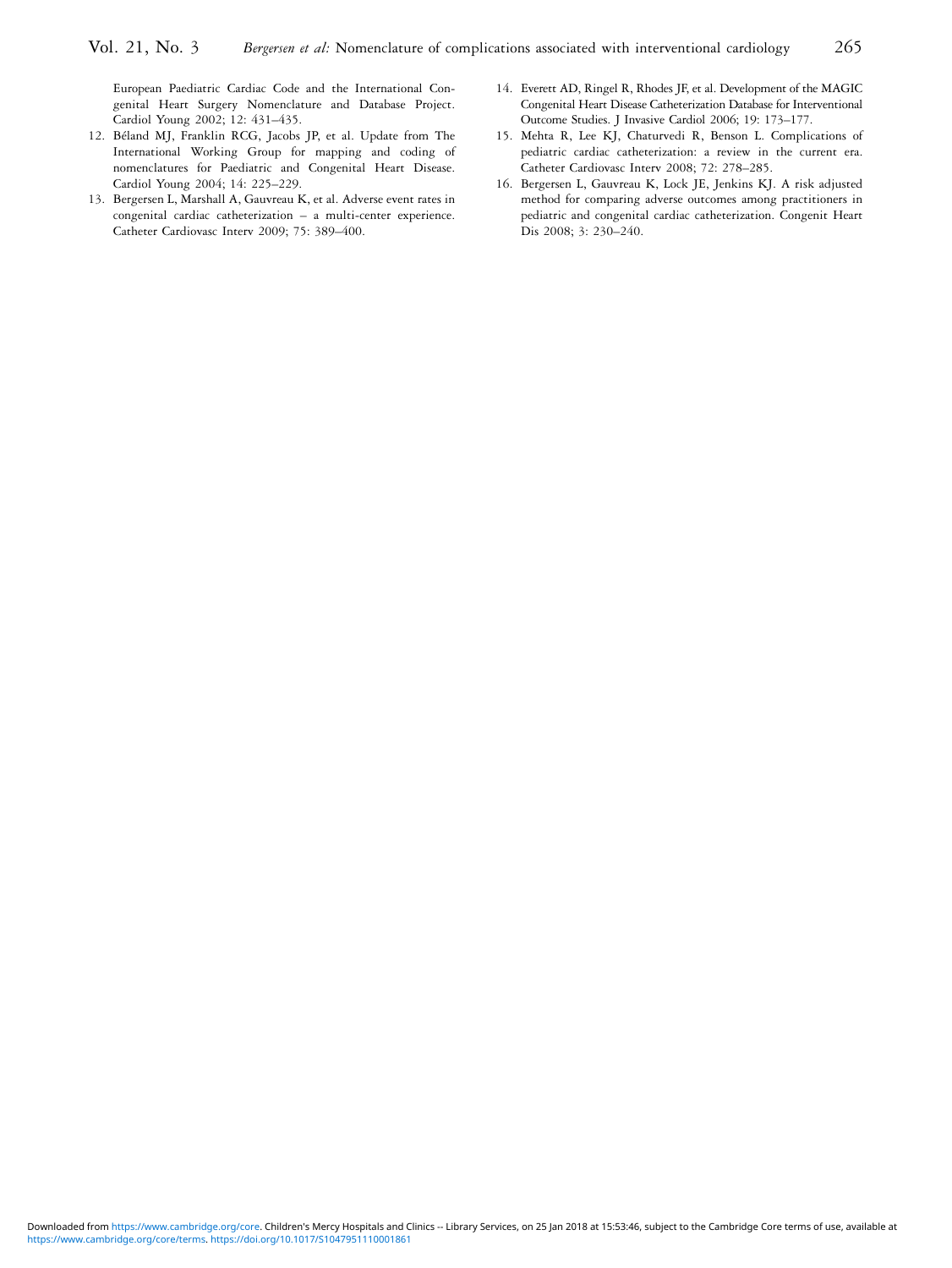European Paediatric Cardiac Code and the International Congenital Heart Surgery Nomenclature and Database Project. Cardiol Young 2002; 12: 431–435.

12. Béland MJ, Franklin RCG, Jacobs JP, et al. Update from The International Working Group for mapping and coding of nomenclatures for Paediatric and Congenital Heart Disease. Cardiol Young 2004; 14: 225–229.
13. Bergersen L, Marshall A, Gauvreau K, et al. Adverse event rates in congenital cardiac catheterization – a multi-center experience. Catheter Cardiovasc Interv 2009; 75: 389–400.
14. Everett AD, Ringel R, Rhodes JF, et al. Development of the MAGIC Congenital Heart Disease Catheterization Database for Interventional Outcome Studies. J Invasive Cardiol 2006; 19: 173–177.
15. Mehta R, Lee KJ, Chaturvedi R, Benson L. Complications of pediatric cardiac catheterization: a review in the current era. Catheter Cardiovasc Interv 2008; 72: 278–285.
16. Bergersen L, Gauvreau K, Lock JE, Jenkins KJ. A risk adjusted method for comparing adverse outcomes among practitioners in pediatric and congenital cardiac catheterization. Congenit Heart Dis 2008; 3: 230–240.